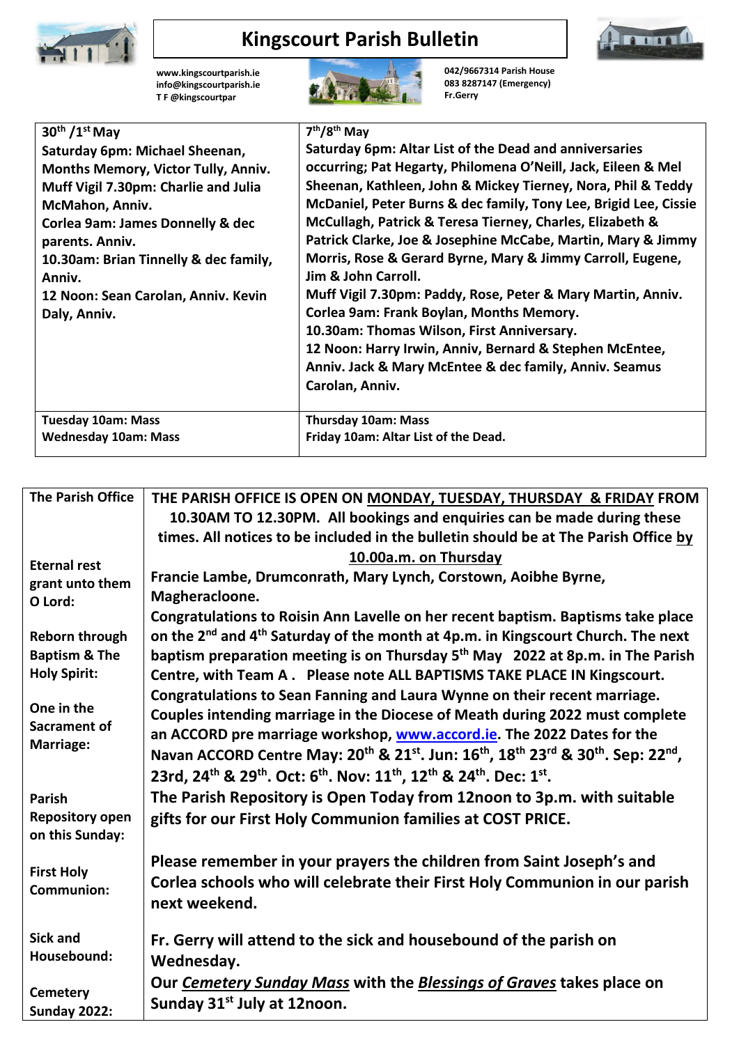# Kingscourt Parish Bulletin

www.kingscourtparish.ie
info@kingscourtparish.ie
T F @kingscourtpar

042/9667314 Parish House
083 8287147 (Emergency)
Fr.Gerry

| **30th /1st May** | **7th/8th May** |
| --- | --- |
| **Saturday 6pm: Michael Sheenan, Months Memory, Victor Tully, Anniv.**<br>**Muff Vigil 7.30pm: Charlie and Julia McMahon, Anniv.**<br>**Corlea 9am: James Donnelly & dec parents. Anniv.**<br>**10.30am: Brian Tinnelly & dec family, Anniv.**<br>**12 Noon: Sean Carolan, Anniv. Kevin Daly, Anniv.** | **Saturday 6pm: Altar List of the Dead and anniversaries occurring; Pat Hegarty, Philomena O'Neill, Jack, Eileen & Mel Sheenan, Kathleen, John & Mickey Tierney, Nora, Phil & Teddy McDaniel, Peter Burns & dec family, Tony Lee, Brigid Lee, Cissie McCullagh, Patrick & Teresa Tierney, Charles, Elizabeth & Patrick Clarke, Joe & Josephine McCabe, Martin, Mary & Jimmy Morris, Rose & Gerard Byrne, Mary & Jimmy Carroll, Eugene, Jim & John Carroll.**<br>**Muff Vigil 7.30pm: Paddy, Rose, Peter & Mary Martin, Anniv.**<br>**Corlea 9am: Frank Boylan, Months Memory.**<br>**10.30am: Thomas Wilson, First Anniversary.**<br>**12 Noon: Harry Irwin, Anniv, Bernard & Stephen McEntee, Anniv. Jack & Mary McEntee & dec family, Anniv. Seamus Carolan, Anniv.** |
| **Tuesday 10am: Mass**<br>**Wednesday 10am: Mass** | **Thursday 10am: Mass**<br>**Friday 10am: Altar List of the Dead.** |

| | |
| --- | --- |
| **The Parish Office** | **THE PARISH OFFICE IS OPEN ON MONDAY, TUESDAY, THURSDAY & FRIDAY FROM 10.30AM TO 12.30PM. All bookings and enquiries can be made during these times. All notices to be included in the bulletin should be at The Parish Office by 10.00a.m. on Thursday** |
| **Eternal rest grant unto them O Lord:** | **Francie Lambe, Drumconrath, Mary Lynch, Corstown, Aoibhe Byrne, Magheracloone.** |
| **Reborn through Baptism & The Holy Spirit:** | **Congratulations to Roisin Ann Lavelle on her recent baptism. Baptisms take place on the 2nd and 4th Saturday of the month at 4p.m. in Kingscourt Church. The next baptism preparation meeting is on Thursday 5th May 2022 at 8p.m. in The Parish Centre, with Team A . Please note ALL BAPTISMS TAKE PLACE IN Kingscourt.** |
| **One in the Sacrament of Marriage:** | **Congratulations to Sean Fanning and Laura Wynne on their recent marriage. Couples intending marriage in the Diocese of Meath during 2022 must complete an ACCORD pre marriage workshop, www.accord.ie. The 2022 Dates for the Navan ACCORD Centre May: 20th & 21st. Jun: 16th, 18th 23rd & 30th. Sep: 22nd, 23rd, 24th & 29th. Oct: 6th. Nov: 11th, 12th & 24th. Dec: 1st.** |
| **Parish Repository open on this Sunday:** | **The Parish Repository is Open Today from 12noon to 3p.m. with suitable gifts for our First Holy Communion families at COST PRICE.** |
| **First Holy Communion:** | **Please remember in your prayers the children from Saint Joseph's and Corlea schools who will celebrate their First Holy Communion in our parish next weekend.** |
| **Sick and Housebound:** | **Fr. Gerry will attend to the sick and housebound of the parish on Wednesday.** |
| **Cemetery Sunday 2022:** | **Our *Cemetery Sunday Mass* with the *Blessings of Graves* takes place on Sunday 31st July at 12noon.** |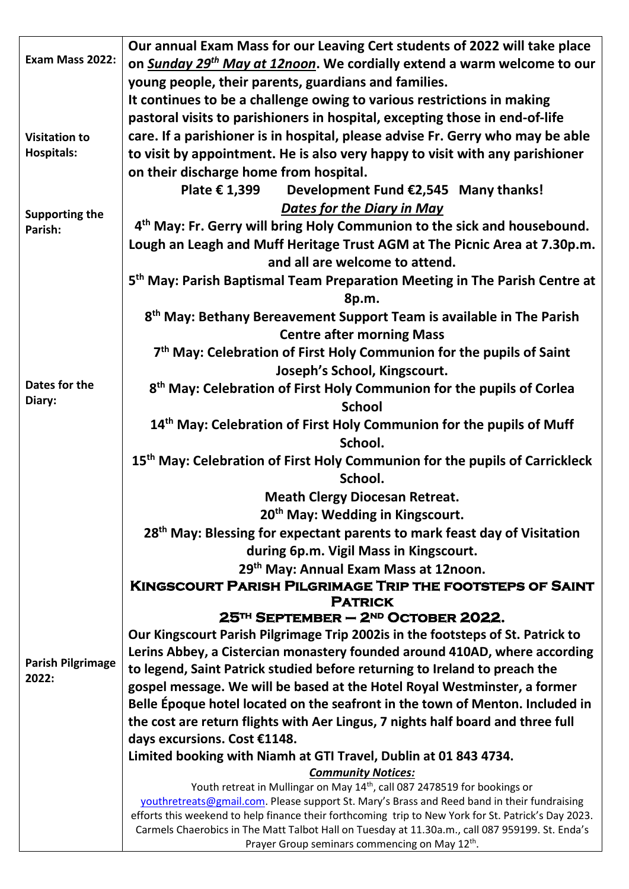| | |
|---|---|
| **Exam Mass 2022:** | **Our annual Exam Mass for our Leaving Cert students of 2022 will take place on *Sunday 29th May at 12noon*. We cordially extend a warm welcome to our young people, their parents, guardians and families.** |
| **Visitation to Hospitals:** | **It continues to be a challenge owing to various restrictions in making pastoral visits to parishioners in hospital, excepting those in end-of-life care. If a parishioner is in hospital, please advise Fr. Gerry who may be able to visit by appointment. He is also very happy to visit with any parishioner on their discharge home from hospital.** |
| **Supporting the Parish:** | **Plate € 1,399 Development Fund €2,545 Many thanks!** |
| **Dates for the Diary:** | ***Dates for the Diary in May*** <br> **4th May: Fr. Gerry will bring Holy Communion to the sick and housebound. Lough an Leagh and Muff Heritage Trust AGM at The Picnic Area at 7.30p.m. and all are welcome to attend.** <br> **5th May: Parish Baptismal Team Preparation Meeting in The Parish Centre at 8p.m.** <br> **8th May: Bethany Bereavement Support Team is available in The Parish Centre after morning Mass** <br> **7th May: Celebration of First Holy Communion for the pupils of Saint Joseph's School, Kingscourt.** <br> **8th May: Celebration of First Holy Communion for the pupils of Corlea School** <br> **14th May: Celebration of First Holy Communion for the pupils of Muff School.** <br> **15th May: Celebration of First Holy Communion for the pupils of Carrickleck School.** <br> **Meath Clergy Diocesan Retreat.** <br> **20th May: Wedding in Kingscourt.** <br> **28th May: Blessing for expectant parents to mark feast day of Visitation during 6p.m. Vigil Mass in Kingscourt.** <br> **29th May: Annual Exam Mass at 12noon.** |
| **Parish Pilgrimage 2022:** | **KINGSCOURT PARISH PILGRIMAGE TRIP THE FOOTSTEPS OF SAINT PATRICK** <br> **25TH SEPTEMBER – 2ND OCTOBER 2022.** <br> **Our Kingscourt Parish Pilgrimage Trip 2002is in the footsteps of St. Patrick to Lerins Abbey, a Cistercian monastery founded around 410AD, where according to legend, Saint Patrick studied before returning to Ireland to preach the gospel message. We will be based at the Hotel Royal Westminster, a former Belle Époque hotel located on the seafront in the town of Menton. Included in the cost are return flights with Aer Lingus, 7 nights half board and three full days excursions. Cost €1148.** <br> **Limited booking with Niamh at GTI Travel, Dublin at 01 843 4734.** <br> ***Community Notices:*** <br> Youth retreat in Mullingar on May 14th, call 087 2478519 for bookings or youthretreats@gmail.com. Please support St. Mary's Brass and Reed band in their fundraising efforts this weekend to help finance their forthcoming trip to New York for St. Patrick's Day 2023. Carmels Chaerobics in The Matt Talbot Hall on Tuesday at 11.30a.m., call 087 959199. St. Enda's Prayer Group seminars commencing on May 12th. |